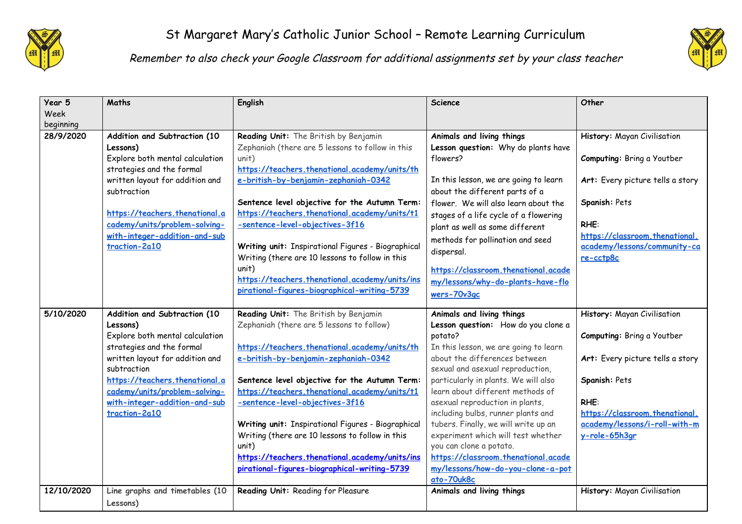# St Margaret Mary's Catholic Junior School – Remote Learning Curriculum

*Remember to also check your Google Classroom for additional assignments set by your class teacher*

| Year 5 Week beginning | Maths | English | Science | Other |
|---|---|---|---|---|
| 28/9/2020 | **Addition and Subtraction (10 Lessons)**<br>Explore both mental calculation strategies and the formal written layout for addition and subtraction<br><br>https://teachers.thenational.academy/units/problem-solving-with-integer-addition-and-subtraction-2a10 | **Reading Unit:** The British by Benjamin Zephaniah (there are 5 lessons to follow in this unit)<br>https://teachers.thenational.academy/units/the-british-by-benjamin-zephaniah-0342<br><br>**Sentence level objective for the Autumn Term:** https://teachers.thenational.academy/units/t1-sentence-level-objectives-3f16<br><br>**Writing unit:** Inspirational Figures - Biographical Writing (there are 10 lessons to follow in this unit)<br>https://teachers.thenational.academy/units/inspirational-figures-biographical-writing-5739 | **Animals and living things**<br>**Lesson question:** Why do plants have flowers?<br><br>In this lesson, we are going to learn about the different parts of a flower. We will also learn about the stages of a life cycle of a flowering plant as well as some different methods for pollination and seed dispersal.<br><br>https://classroom.thenational.academy/lessons/why-do-plants-have-flowers-70v3gc | **History:** Mayan Civilisation<br><br>**Computing:** Bring a Youtber<br><br>**Art:** Every picture tells a story<br><br>**Spanish:** Pets<br><br>**RHE:**<br>https://classroom.thenational.academy/lessons/community-care-cctp8c |
| 5/10/2020 | **Addition and Subtraction (10 Lessons)**<br>Explore both mental calculation strategies and the formal written layout for addition and subtraction<br>https://teachers.thenational.academy/units/problem-solving-with-integer-addition-and-subtraction-2a10 | **Reading Unit:** The British by Benjamin Zephaniah (there are 5 lessons to follow)<br><br>https://teachers.thenational.academy/units/the-british-by-benjamin-zephaniah-0342<br><br>**Sentence level objective for the Autumn Term:** https://teachers.thenational.academy/units/t1-sentence-level-objectives-3f16<br><br>**Writing unit:** Inspirational Figures - Biographical Writing (there are 10 lessons to follow in this unit)<br>https://teachers.thenational.academy/units/inspirational-figures-biographical-writing-5739 | **Animals and living things**<br>**Lesson question:** How do you clone a potato?<br>In this lesson, we are going to learn about the differences between sexual and asexual reproduction, particularly in plants. We will also learn about different methods of asexual reproduction in plants, including bulbs, runner plants and tubers. Finally, we will write up an experiment which will test whether you can clone a potato.<br>https://classroom.thenational.academy/lessons/how-do-you-clone-a-potato-70uk8c | **History:** Mayan Civilisation<br><br>**Computing:** Bring a Youtber<br><br>**Art:** Every picture tells a story<br><br>**Spanish:** Pets<br><br>**RHE:**<br>https://classroom.thenational.academy/lessons/i-roll-with-my-role-65h3gr |
| 12/10/2020 | Line graphs and timetables (10 Lessons) | **Reading Unit:** Reading for Pleasure | **Animals and living things** | **History:** Mayan Civilisation |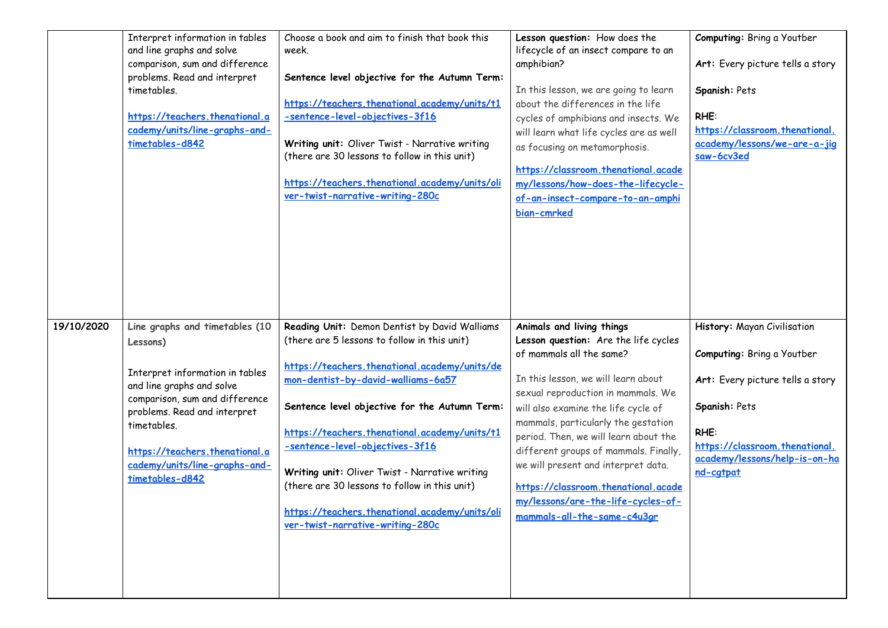| | | | | |
|---|---|---|---|---|
| | Interpret information in tables and line graphs and solve comparison, sum and difference problems. Read and interpret timetables.<br><br>**https://teachers.thenational.academy/units/line-graphs-and-timetables-d842** | Choose a book and aim to finish that book this week.<br><br>**Sentence level objective for the Autumn Term:**<br><br>**https://teachers.thenational.academy/units/t1-sentence-level-objectives-3f16**<br><br>**Writing unit:** Oliver Twist - Narrative writing (there are 30 lessons to follow in this unit)<br><br>**https://teachers.thenational.academy/units/oliver-twist-narrative-writing-280c** | **Lesson question:** How does the lifecycle of an insect compare to an amphibian?<br><br>In this lesson, we are going to learn about the differences in the life cycles of amphibians and insects. We will learn what life cycles are as well as focusing on metamorphosis.<br><br>**https://classroom.thenational.academy/lessons/how-does-the-lifecycle-of-an-insect-compare-to-an-amphibian-cmrked** | **Computing:** Bring a Youtber<br><br>**Art:** Every picture tells a story<br><br>**Spanish:** Pets<br><br>**RHE:**<br>**https://classroom.thenational.academy/lessons/we-are-a-jigsaw-6cv3ed** |
| **19/10/2020** | **Line graphs and timetables (10 Lessons)**<br><br>Interpret information in tables and line graphs and solve comparison, sum and difference problems. Read and interpret timetables.<br><br>**https://teachers.thenational.academy/units/line-graphs-and-timetables-d842** | **Reading Unit:** Demon Dentist by David Walliams (there are 5 lessons to follow in this unit)<br><br>**https://teachers.thenational.academy/units/demon-dentist-by-david-walliams-6a57**<br><br>**Sentence level objective for the Autumn Term:**<br><br>**https://teachers.thenational.academy/units/t1-sentence-level-objectives-3f16**<br><br>**Writing unit:** Oliver Twist - Narrative writing (there are 30 lessons to follow in this unit)<br><br>**https://teachers.thenational.academy/units/oliver-twist-narrative-writing-280c** | **Animals and living things**<br>**Lesson question:** Are the life cycles of mammals all the same?<br><br>In this lesson, we will learn about sexual reproduction in mammals. We will also examine the life cycle of mammals, particularly the gestation period. Then, we will learn about the different groups of mammals. Finally, we will present and interpret data.<br><br>**https://classroom.thenational.academy/lessons/are-the-life-cycles-of-mammals-all-the-same-c4u3gr** | **History:** Mayan Civilisation<br><br>**Computing:** Bring a Youtber<br><br>**Art:** Every picture tells a story<br><br>**Spanish:** Pets<br><br>**RHE:**<br>**https://classroom.thenational.academy/lessons/help-is-on-hand-cgtpat** |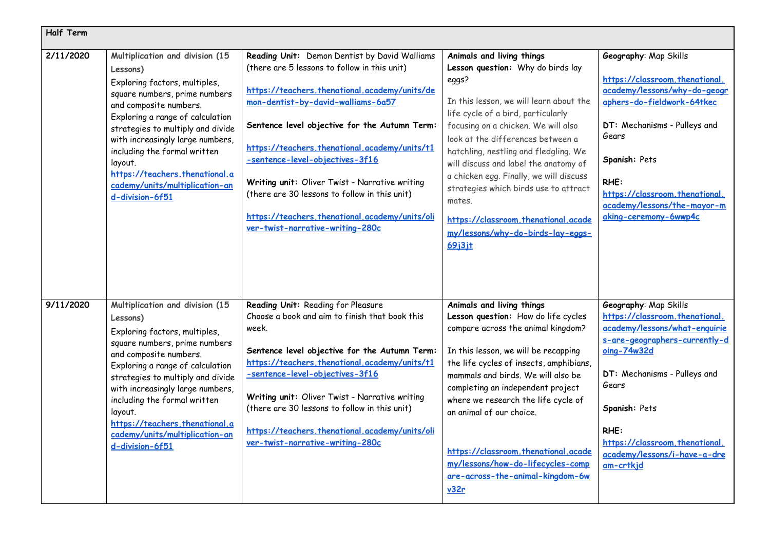| Half Term | | | | |
|---|---|---|---|---|
| 2/11/2020 | **Multiplication and division (15 Lessons)**<br>Exploring factors, multiples, square numbers, prime numbers and composite numbers. Exploring a range of calculation strategies to multiply and divide with increasingly large numbers, including the formal written layout.<br>https://teachers.thenational.academy/units/multiplication-and-division-6f51 | **Reading Unit:** Demon Dentist by David Walliams (there are 5 lessons to follow in this unit)<br>https://teachers.thenational.academy/units/demon-dentist-by-david-walliams-6a57<br>**Sentence level objective for the Autumn Term:**<br>https://teachers.thenational.academy/units/t1-sentence-level-objectives-3f16<br>**Writing unit:** Oliver Twist - Narrative writing (there are 30 lessons to follow in this unit)<br>https://teachers.thenational.academy/units/oliver-twist-narrative-writing-280c | **Animals and living things**<br>**Lesson question:** Why do birds lay eggs?<br>In this lesson, we will learn about the life cycle of a bird, particularly focusing on a chicken. We will also look at the differences between a hatchling, nestling and fledgling. We will discuss and label the anatomy of a chicken egg. Finally, we will discuss strategies which birds use to attract mates.<br>https://classroom.thenational.academy/lessons/why-do-birds-lay-eggs-69j3jt | **Geography**: Map Skills<br>https://classroom.thenational.academy/lessons/why-do-geographers-do-fieldwork-64tkec<br>**DT:** Mechanisms - Pulleys and Gears<br>**Spanish:** Pets<br>**RHE:**<br>https://classroom.thenational.academy/lessons/the-mayor-making-ceremony-6wwp4c |
| 9/11/2020 | **Multiplication and division (15 Lessons)**<br>Exploring factors, multiples, square numbers, prime numbers and composite numbers. Exploring a range of calculation strategies to multiply and divide with increasingly large numbers, including the formal written layout.<br>https://teachers.thenational.academy/units/multiplication-and-division-6f51 | **Reading Unit:** Reading for Pleasure<br>Choose a book and aim to finish that book this week.<br>**Sentence level objective for the Autumn Term:**<br>https://teachers.thenational.academy/units/t1-sentence-level-objectives-3f16<br>**Writing unit:** Oliver Twist - Narrative writing (there are 30 lessons to follow in this unit)<br>https://teachers.thenational.academy/units/oliver-twist-narrative-writing-280c | **Animals and living things**<br>**Lesson question:** How do life cycles compare across the animal kingdom?<br>In this lesson, we will be recapping the life cycles of insects, amphibians, mammals and birds. We will also be completing an independent project where we research the life cycle of an animal of our choice.<br>https://classroom.thenational.academy/lessons/how-do-lifecycles-compare-across-the-animal-kingdom-6wv32r | **Geography**: Map Skills<br>https://classroom.thenational.academy/lessons/what-enquiries-are-geographers-currently-doing-74w32d<br>**DT:** Mechanisms - Pulleys and Gears<br>**Spanish:** Pets<br>**RHE:**<br>https://classroom.thenational.academy/lessons/i-have-a-dream-crtkjd |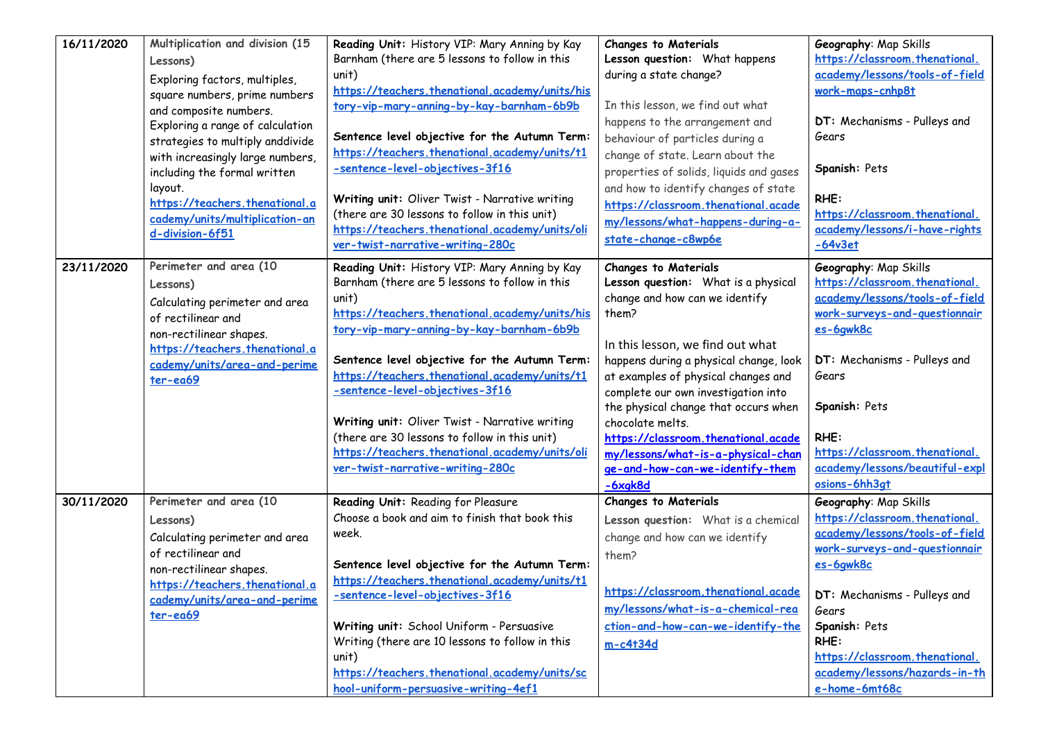| 16/11/2020 | Multiplication and division (15 Lessons)<br>Exploring factors, multiples, square numbers, prime numbers and composite numbers. Exploring a range of calculation strategies to multiply anddivide with increasingly large numbers, including the formal written layout.<br>https://teachers.thenational.academy/units/multiplication-and-division-6f51 | **Reading Unit:** History VIP: Mary Anning by Kay Barnham (there are 5 lessons to follow in this unit)<br>https://teachers.thenational.academy/units/history-vip-mary-anning-by-kay-barnham-6b9b<br><br>**Sentence level objective for the Autumn Term:** https://teachers.thenational.academy/units/t1-sentence-level-objectives-3f16<br><br>**Writing unit:** Oliver Twist - Narrative writing (there are 30 lessons to follow in this unit)<br>https://teachers.thenational.academy/units/oliver-twist-narrative-writing-280c | **Changes to Materials**<br>**Lesson question:** What happens during a state change?<br><br>In this lesson, we find out what happens to the arrangement and behaviour of particles during a change of state. Learn about the properties of solids, liquids and gases and how to identify changes of state<br>https://classroom.thenational.academy/lessons/what-happens-during-a-state-change-c8wp6e | **Geography**: Map Skills<br>https://classroom.thenational.academy/lessons/tools-of-fieldwork-maps-cnhp8t<br><br>**DT:** Mechanisms - Pulleys and Gears<br><br>**Spanish:** Pets<br><br>**RHE:**<br>https://classroom.thenational.academy/lessons/i-have-rights-64v3et |
|---|---|---|---|---|
| 23/11/2020 | Perimeter and area (10 Lessons)<br>Calculating perimeter and area of rectilinear and non-rectilinear shapes.<br>https://teachers.thenational.academy/units/area-and-perimeter-ea69 | **Reading Unit:** History VIP: Mary Anning by Kay Barnham (there are 5 lessons to follow in this unit)<br>https://teachers.thenational.academy/units/history-vip-mary-anning-by-kay-barnham-6b9b<br><br>**Sentence level objective for the Autumn Term:** https://teachers.thenational.academy/units/t1-sentence-level-objectives-3f16<br><br>**Writing unit:** Oliver Twist - Narrative writing (there are 30 lessons to follow in this unit)<br>https://teachers.thenational.academy/units/oliver-twist-narrative-writing-280c | **Changes to Materials**<br>**Lesson question:** What is a physical change and how can we identify them?<br><br>In this lesson, we find out what happens during a physical change, look at examples of physical changes and complete our own investigation into the physical change that occurs when chocolate melts.<br>https://classroom.thenational.academy/lessons/what-is-a-physical-change-and-how-can-we-identify-them-6xgk8d | **Geography**: Map Skills<br>https://classroom.thenational.academy/lessons/tools-of-fieldwork-surveys-and-questionnaires-6gwk8c<br><br>**DT:** Mechanisms - Pulleys and Gears<br><br>**Spanish:** Pets<br><br>**RHE:**<br>https://classroom.thenational.academy/lessons/beautiful-explosions-6hh3gt |
| 30/11/2020 | Perimeter and area (10 Lessons)<br>Calculating perimeter and area of rectilinear and non-rectilinear shapes.<br>https://teachers.thenational.academy/units/area-and-perimeter-ea69 | **Reading Unit:** Reading for Pleasure<br>Choose a book and aim to finish that book this week.<br><br>**Sentence level objective for the Autumn Term:** https://teachers.thenational.academy/units/t1-sentence-level-objectives-3f16<br><br>**Writing unit:** School Uniform - Persuasive Writing (there are 10 lessons to follow in this unit)<br>https://teachers.thenational.academy/units/school-uniform-persuasive-writing-4ef1 | **Changes to Materials**<br>**Lesson question:** What is a chemical change and how can we identify them?<br><br>https://classroom.thenational.academy/lessons/what-is-a-chemical-reaction-and-how-can-we-identify-them-c4t34d | **Geography**: Map Skills<br>https://classroom.thenational.academy/lessons/tools-of-fieldwork-surveys-and-questionnaires-6gwk8c<br><br>**DT:** Mechanisms - Pulleys and Gears<br>**Spanish:** Pets<br>**RHE:**<br>https://classroom.thenational.academy/lessons/hazards-in-the-home-6mt68c |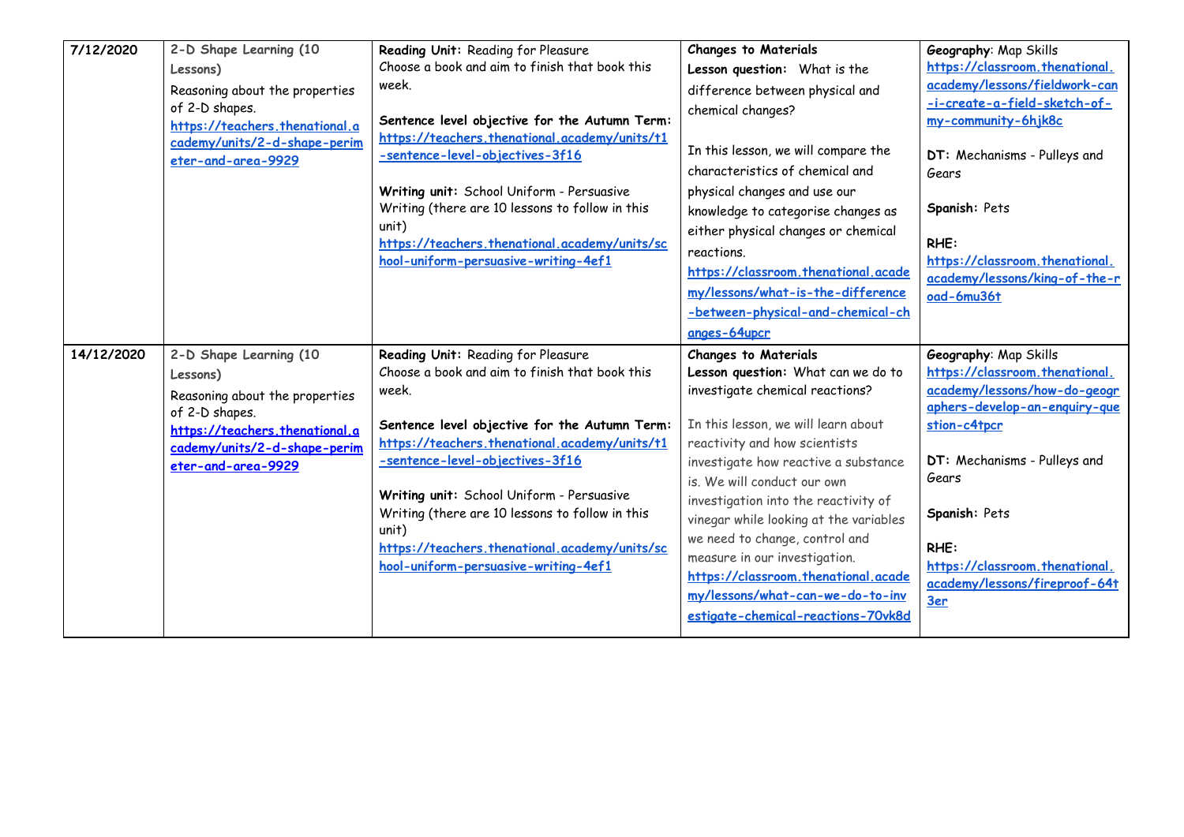| | | | | |
|---|---|---|---|---|
| **7/12/2020** | 2-D Shape Learning (10 Lessons)<br>Reasoning about the properties of 2-D shapes.<br>https://teachers.thenational.academy/units/2-d-shape-perimeter-and-area-9929 | **Reading Unit:** Reading for Pleasure<br>Choose a book and aim to finish that book this week.<br><br>**Sentence level objective for the Autumn Term:** https://teachers.thenational.academy/units/t1-sentence-level-objectives-3f16<br><br>**Writing unit:** School Uniform - Persuasive Writing (there are 10 lessons to follow in this unit)<br>https://teachers.thenational.academy/units/school-uniform-persuasive-writing-4ef1 | **Changes to Materials**<br>**Lesson question:** What is the difference between physical and chemical changes?<br><br>In this lesson, we will compare the characteristics of chemical and physical changes and use our knowledge to categorise changes as either physical changes or chemical reactions.<br>https://classroom.thenational.academy/lessons/what-is-the-difference-between-physical-and-chemical-changes-64upcr | **Geography:** Map Skills<br>https://classroom.thenational.academy/lessons/fieldwork-can-i-create-a-field-sketch-of-my-community-6hjk8c<br><br>**DT:** Mechanisms - Pulleys and Gears<br><br>**Spanish:** Pets<br><br>**RHE:**<br>https://classroom.thenational.academy/lessons/king-of-the-road-6mu36t |
| **14/12/2020** | 2-D Shape Learning (10 Lessons)<br>Reasoning about the properties of 2-D shapes.<br>**https://teachers.thenational.academy/units/2-d-shape-perimeter-and-area-9929** | **Reading Unit:** Reading for Pleasure<br>Choose a book and aim to finish that book this week.<br><br>**Sentence level objective for the Autumn Term:** https://teachers.thenational.academy/units/t1-sentence-level-objectives-3f16<br><br>**Writing unit:** School Uniform - Persuasive Writing (there are 10 lessons to follow in this unit)<br>https://teachers.thenational.academy/units/school-uniform-persuasive-writing-4ef1 | **Changes to Materials**<br>**Lesson question:** What can we do to investigate chemical reactions?<br><br>In this lesson, we will learn about reactivity and how scientists investigate how reactive a substance is. We will conduct our own investigation into the reactivity of vinegar while looking at the variables we need to change, control and measure in our investigation.<br>https://classroom.thenational.academy/lessons/what-can-we-do-to-investigate-chemical-reactions-70vk8d | **Geography:** Map Skills<br>https://classroom.thenational.academy/lessons/how-do-geographers-develop-an-enquiry-question-c4tpcr<br><br>**DT:** Mechanisms - Pulleys and Gears<br><br>**Spanish:** Pets<br><br>**RHE:**<br>https://classroom.thenational.academy/lessons/fireproof-643er |